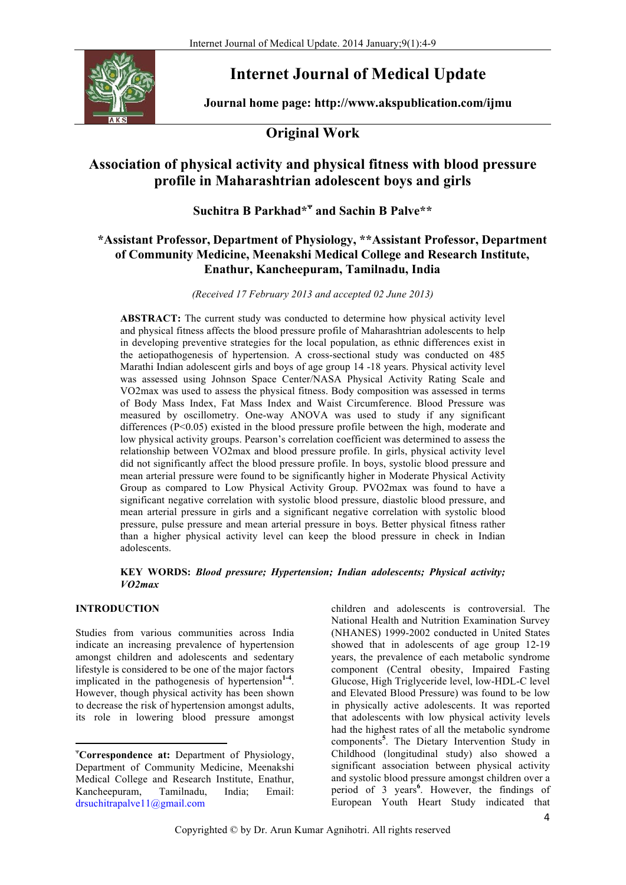# Internet Journal of Medical Update

**Journal home page: http://www.akspublication.com/ijmu**

## Original Work

# Association of physical activity and physical fitness with blood pressure profile in Maharashtrian adolescent boys and girls

**Suchitra B Parkhad*[Ψ] and Sachin B Palve****

***Assistant Professor, Department of Physiology, **Assistant Professor, Department of Community Medicine, Meenakshi Medical College and Research Institute, Enathur, Kancheepuram, Tamilnadu, India**

*(Received 17 February 2013 and accepted 02 June 2013)*

**ABSTRACT:** The current study was conducted to determine how physical activity level and physical fitness affects the blood pressure profile of Maharashtrian adolescents to help in developing preventive strategies for the local population, as ethnic differences exist in the aetiopathogenesis of hypertension. A cross-sectional study was conducted on 485 Marathi Indian adolescent girls and boys of age group 14 -18 years. Physical activity level was assessed using Johnson Space Center/NASA Physical Activity Rating Scale and VO2max was used to assess the physical fitness. Body composition was assessed in terms of Body Mass Index, Fat Mass Index and Waist Circumference. Blood Pressure was measured by oscillometry. One-way ANOVA was used to study if any significant differences ($P<0.05$) existed in the blood pressure profile between the high, moderate and low physical activity groups. Pearson's correlation coefficient was determined to assess the relationship between VO2max and blood pressure profile. In girls, physical activity level did not significantly affect the blood pressure profile. In boys, systolic blood pressure and mean arterial pressure were found to be significantly higher in Moderate Physical Activity Group as compared to Low Physical Activity Group. PVO2max was found to have a significant negative correlation with systolic blood pressure, diastolic blood pressure, and mean arterial pressure in girls and a significant negative correlation with systolic blood pressure, pulse pressure and mean arterial pressure in boys. Better physical fitness rather than a higher physical activity level can keep the blood pressure in check in Indian adolescents.

**KEY WORDS:** ***Blood pressure; Hypertension; Indian adolescents; Physical activity; VO2max***

## INTRODUCTION

Studies from various communities across India indicate an increasing prevalence of hypertension amongst children and adolescents and sedentary lifestyle is considered to be one of the major factors implicated in the pathogenesis of hypertension[1-4]. However, though physical activity has been shown to decrease the risk of hypertension amongst adults, its role in lowering blood pressure amongst children and adolescents is controversial. The National Health and Nutrition Examination Survey (NHANES) 1999-2002 conducted in United States showed that in adolescents of age group 12-19 years, the prevalence of each metabolic syndrome component (Central obesity, Impaired Fasting Glucose, High Triglyceride level, low-HDL-C level and Elevated Blood Pressure) was found to be low in physically active adolescents. It was reported that adolescents with low physical activity levels had the highest rates of all the metabolic syndrome components[5]. The Dietary Intervention Study in Childhood (longitudinal study) also showed a significant association between physical activity and systolic blood pressure amongst children over a period of 3 years[6]. However, the findings of European Youth Heart Study indicated that

---

[Ψ]**Correspondence at:** Department of Physiology, Department of Community Medicine, Meenakshi Medical College and Research Institute, Enathur, Kancheepuram, Tamilnadu, India; Email: drsuchitrapalve11@gmail.com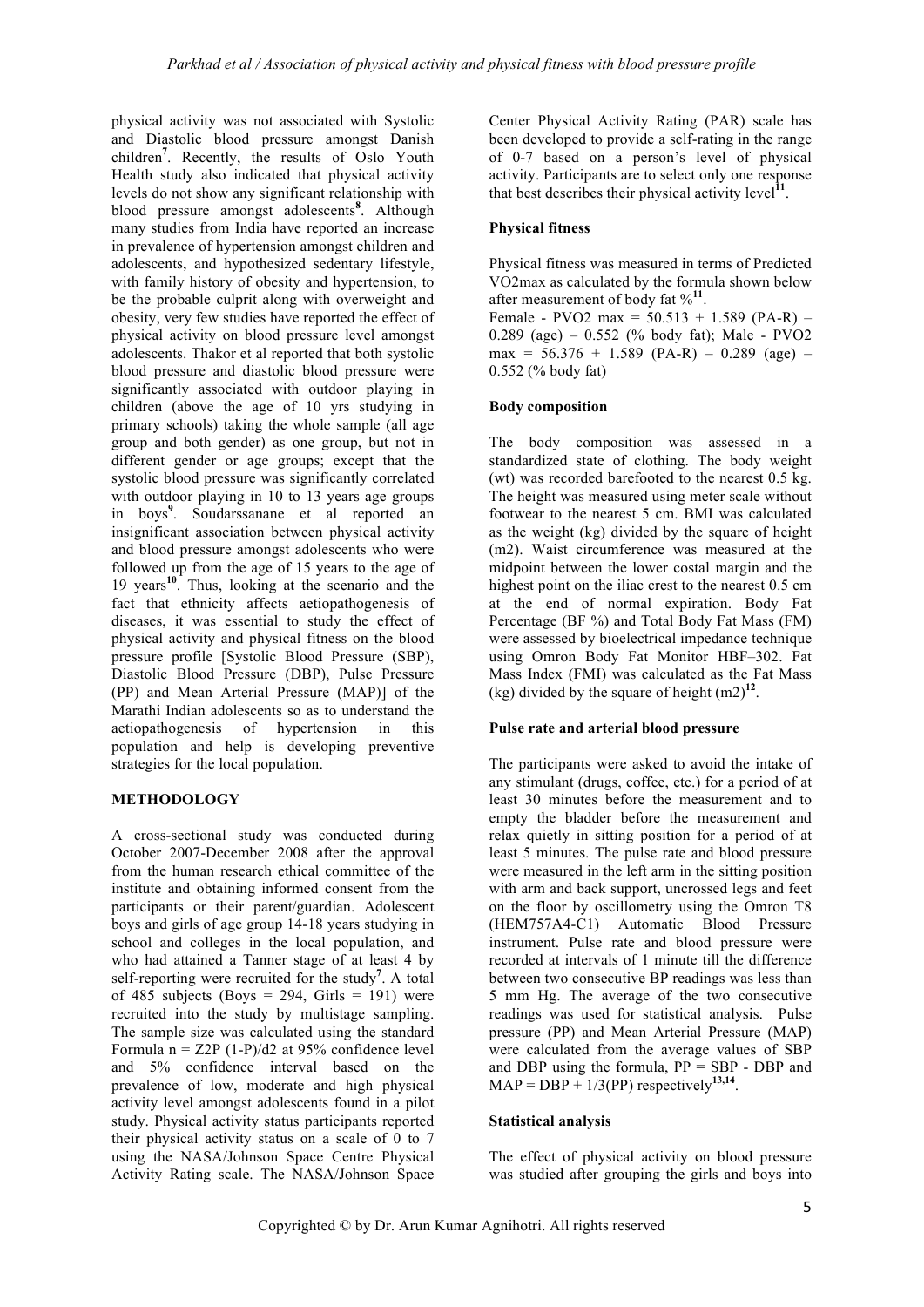physical activity was not associated with Systolic and Diastolic blood pressure amongst Danish children[7]. Recently, the results of Oslo Youth Health study also indicated that physical activity levels do not show any significant relationship with blood pressure amongst adolescents[8]. Although many studies from India have reported an increase in prevalence of hypertension amongst children and adolescents, and hypothesized sedentary lifestyle, with family history of obesity and hypertension, to be the probable culprit along with overweight and obesity, very few studies have reported the effect of physical activity on blood pressure level amongst adolescents. Thakor et al reported that both systolic blood pressure and diastolic blood pressure were significantly associated with outdoor playing in children (above the age of 10 yrs studying in primary schools) taking the whole sample (all age group and both gender) as one group, but not in different gender or age groups; except that the systolic blood pressure was significantly correlated with outdoor playing in 10 to 13 years age groups in boys[9]. Soudarssanane et al reported an insignificant association between physical activity and blood pressure amongst adolescents who were followed up from the age of 15 years to the age of 19 years[10]. Thus, looking at the scenario and the fact that ethnicity affects aetiopathogenesis of diseases, it was essential to study the effect of physical activity and physical fitness on the blood pressure profile [Systolic Blood Pressure (SBP), Diastolic Blood Pressure (DBP), Pulse Pressure (PP) and Mean Arterial Pressure (MAP)] of the Marathi Indian adolescents so as to understand the aetiopathogenesis of hypertension in this population and help is developing preventive strategies for the local population.

## METHODOLOGY

A cross-sectional study was conducted during October 2007-December 2008 after the approval from the human research ethical committee of the institute and obtaining informed consent from the participants or their parent/guardian. Adolescent boys and girls of age group 14-18 years studying in school and colleges in the local population, and who had attained a Tanner stage of at least 4 by self-reporting were recruited for the study[7]. A total of 485 subjects (Boys = 294, Girls = 191) were recruited into the study by multistage sampling. The sample size was calculated using the standard Formula $n = Z2P\ (1\text{-}P)/d2$ at 95% confidence level and 5% confidence interval based on the prevalence of low, moderate and high physical activity level amongst adolescents found in a pilot study. Physical activity status participants reported their physical activity status on a scale of 0 to 7 using the NASA/Johnson Space Centre Physical Activity Rating scale. The NASA/Johnson Space Center Physical Activity Rating (PAR) scale has been developed to provide a self-rating in the range of 0-7 based on a person's level of physical activity. Participants are to select only one response that best describes their physical activity level[11].

### Physical fitness

Physical fitness was measured in terms of Predicted VO2max as calculated by the formula shown below after measurement of body fat %[11].

Female - PVO2 max = 50.513 + 1.589 (PA-R) – 0.289 (age) – 0.552 (% body fat); Male - PVO2 max = 56.376 + 1.589 (PA-R) – 0.289 (age) – 0.552 (% body fat)

### Body composition

The body composition was assessed in a standardized state of clothing. The body weight (wt) was recorded barefooted to the nearest 0.5 kg. The height was measured using meter scale without footwear to the nearest 5 cm. BMI was calculated as the weight (kg) divided by the square of height (m2). Waist circumference was measured at the midpoint between the lower costal margin and the highest point on the iliac crest to the nearest 0.5 cm at the end of normal expiration. Body Fat Percentage (BF %) and Total Body Fat Mass (FM) were assessed by bioelectrical impedance technique using Omron Body Fat Monitor HBF–302. Fat Mass Index (FMI) was calculated as the Fat Mass (kg) divided by the square of height (m2)[12].

### Pulse rate and arterial blood pressure

The participants were asked to avoid the intake of any stimulant (drugs, coffee, etc.) for a period of at least 30 minutes before the measurement and to empty the bladder before the measurement and relax quietly in sitting position for a period of at least 5 minutes. The pulse rate and blood pressure were measured in the left arm in the sitting position with arm and back support, uncrossed legs and feet on the floor by oscillometry using the Omron T8 (HEM757A4-C1) Automatic Blood Pressure instrument. Pulse rate and blood pressure were recorded at intervals of 1 minute till the difference between two consecutive BP readings was less than 5 mm Hg. The average of the two consecutive readings was used for statistical analysis. Pulse pressure (PP) and Mean Arterial Pressure (MAP) were calculated from the average values of SBP and DBP using the formula, $PP = SBP - DBP$ and $MAP = DBP + 1/3(PP)$ respectively[13,14].

### Statistical analysis

The effect of physical activity on blood pressure was studied after grouping the girls and boys into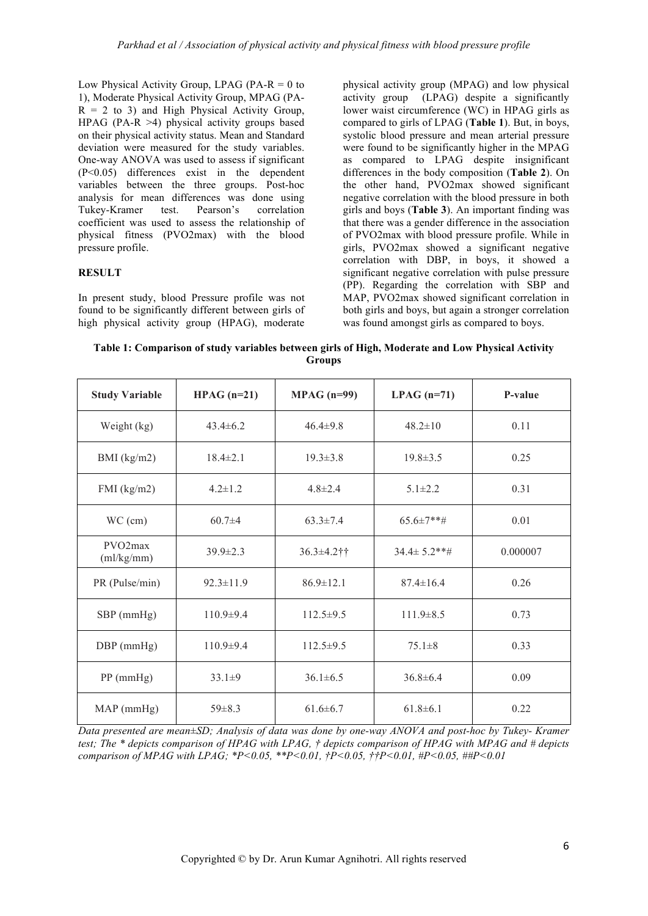Low Physical Activity Group, LPAG (PA-R = 0 to 1), Moderate Physical Activity Group, MPAG (PA-R = 2 to 3) and High Physical Activity Group, HPAG (PA-R >4) physical activity groups based on their physical activity status. Mean and Standard deviation were measured for the study variables. One-way ANOVA was used to assess if significant ($P<0.05$) differences exist in the dependent variables between the three groups. Post-hoc analysis for mean differences was done using Tukey-Kramer test. Pearson's correlation coefficient was used to assess the relationship of physical fitness (PVO2max) with the blood pressure profile.

## RESULT

In present study, blood Pressure profile was not found to be significantly different between girls of high physical activity group (HPAG), moderate physical activity group (MPAG) and low physical activity group (LPAG) despite a significantly lower waist circumference (WC) in HPAG girls as compared to girls of LPAG (**Table 1**). But, in boys, systolic blood pressure and mean arterial pressure were found to be significantly higher in the MPAG as compared to LPAG despite insignificant differences in the body composition (**Table 2**). On the other hand, PVO2max showed significant negative correlation with the blood pressure in both girls and boys (**Table 3**). An important finding was that there was a gender difference in the association of PVO2max with blood pressure profile. While in girls, PVO2max showed a significant negative correlation with DBP, in boys, it showed a significant negative correlation with pulse pressure (PP). Regarding the correlation with SBP and MAP, PVO2max showed significant correlation in both girls and boys, but again a stronger correlation was found amongst girls as compared to boys.

**Table 1: Comparison of study variables between girls of High, Moderate and Low Physical Activity Groups**

| Study Variable | HPAG (n=21) | MPAG (n=99) | LPAG (n=71) | P-value |
|---|---|---|---|---|
| Weight (kg) | 43.4±6.2 | 46.4±9.8 | 48.2±10 | 0.11 |
| BMI (kg/m2) | 18.4±2.1 | 19.3±3.8 | 19.8±3.5 | 0.25 |
| FMI (kg/m2) | 4.2±1.2 | 4.8±2.4 | 5.1±2.2 | 0.31 |
| WC (cm) | 60.7±4 | 63.3±7.4 | 65.6±7**# | 0.01 |
| PVO2max (ml/kg/mm) | 39.9±2.3 | 36.3±4.2†† | 34.4± 5.2**# | 0.000007 |
| PR (Pulse/min) | 92.3±11.9 | 86.9±12.1 | 87.4±16.4 | 0.26 |
| SBP (mmHg) | 110.9±9.4 | 112.5±9.5 | 111.9±8.5 | 0.73 |
| DBP (mmHg) | 110.9±9.4 | 112.5±9.5 | 75.1±8 | 0.33 |
| PP (mmHg) | 33.1±9 | 36.1±6.5 | 36.8±6.4 | 0.09 |
| MAP (mmHg) | 59±8.3 | 61.6±6.7 | 61.8±6.1 | 0.22 |

*Data presented are mean±SD; Analysis of data was done by one-way ANOVA and post-hoc by Tukey- Kramer test; The * depicts comparison of HPAG with LPAG, † depicts comparison of HPAG with MPAG and # depicts comparison of MPAG with LPAG; *P<0.05, **P<0.01, †P<0.05, ††P<0.01, #P<0.05, ##P<0.01*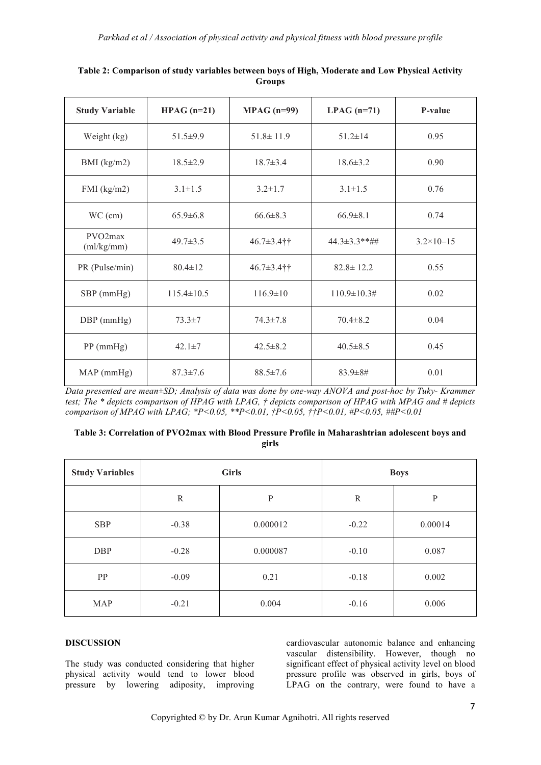**Table 2: Comparison of study variables between boys of High, Moderate and Low Physical Activity Groups**

| Study Variable | HPAG (n=21) | MPAG (n=99) | LPAG (n=71) | P-value |
|---|---|---|---|---|
| Weight (kg) | 51.5±9.9 | 51.8± 11.9 | 51.2±14 | 0.95 |
| BMI (kg/m2) | 18.5±2.9 | 18.7±3.4 | 18.6±3.2 | 0.90 |
| FMI (kg/m2) | 3.1±1.5 | 3.2±1.7 | 3.1±1.5 | 0.76 |
| WC (cm) | 65.9±6.8 | 66.6±8.3 | 66.9±8.1 | 0.74 |
| PVO2max (ml/kg/mm) | 49.7±3.5 | 46.7±3.4†† | 44.3±3.3**## | 3.2×10–15 |
| PR (Pulse/min) | 80.4±12 | 46.7±3.4†† | 82.8± 12.2 | 0.55 |
| SBP (mmHg) | 115.4±10.5 | 116.9±10 | 110.9±10.3# | 0.02 |
| DBP (mmHg) | 73.3±7 | 74.3±7.8 | 70.4±8.2 | 0.04 |
| PP (mmHg) | 42.1±7 | 42.5±8.2 | 40.5±8.5 | 0.45 |
| MAP (mmHg) | 87.3±7.6 | 88.5±7.6 | 83.9±8# | 0.01 |

*Data presented are mean±SD; Analysis of data was done by one-way ANOVA and post-hoc by Tuky- Krammer test; The * depicts comparison of HPAG with LPAG, † depicts comparison of HPAG with MPAG and # depicts comparison of MPAG with LPAG; *P<0.05, **P<0.01, †P<0.05, ††P<0.01, #P<0.05, ##P<0.01*

**Table 3: Correlation of PVO2max with Blood Pressure Profile in Maharashtrian adolescent boys and girls**

| Study Variables | Girls | | Boys | |
|---|---|---|---|---|
| | R | P | R | P |
| SBP | -0.38 | 0.000012 | -0.22 | 0.00014 |
| DBP | -0.28 | 0.000087 | -0.10 | 0.087 |
| PP | -0.09 | 0.21 | -0.18 | 0.002 |
| MAP | -0.21 | 0.004 | -0.16 | 0.006 |

**DISCUSSION**

The study was conducted considering that higher physical activity would tend to lower blood pressure by lowering adiposity, improving cardiovascular autonomic balance and enhancing vascular distensibility. However, though no significant effect of physical activity level on blood pressure profile was observed in girls, boys of LPAG on the contrary, were found to have a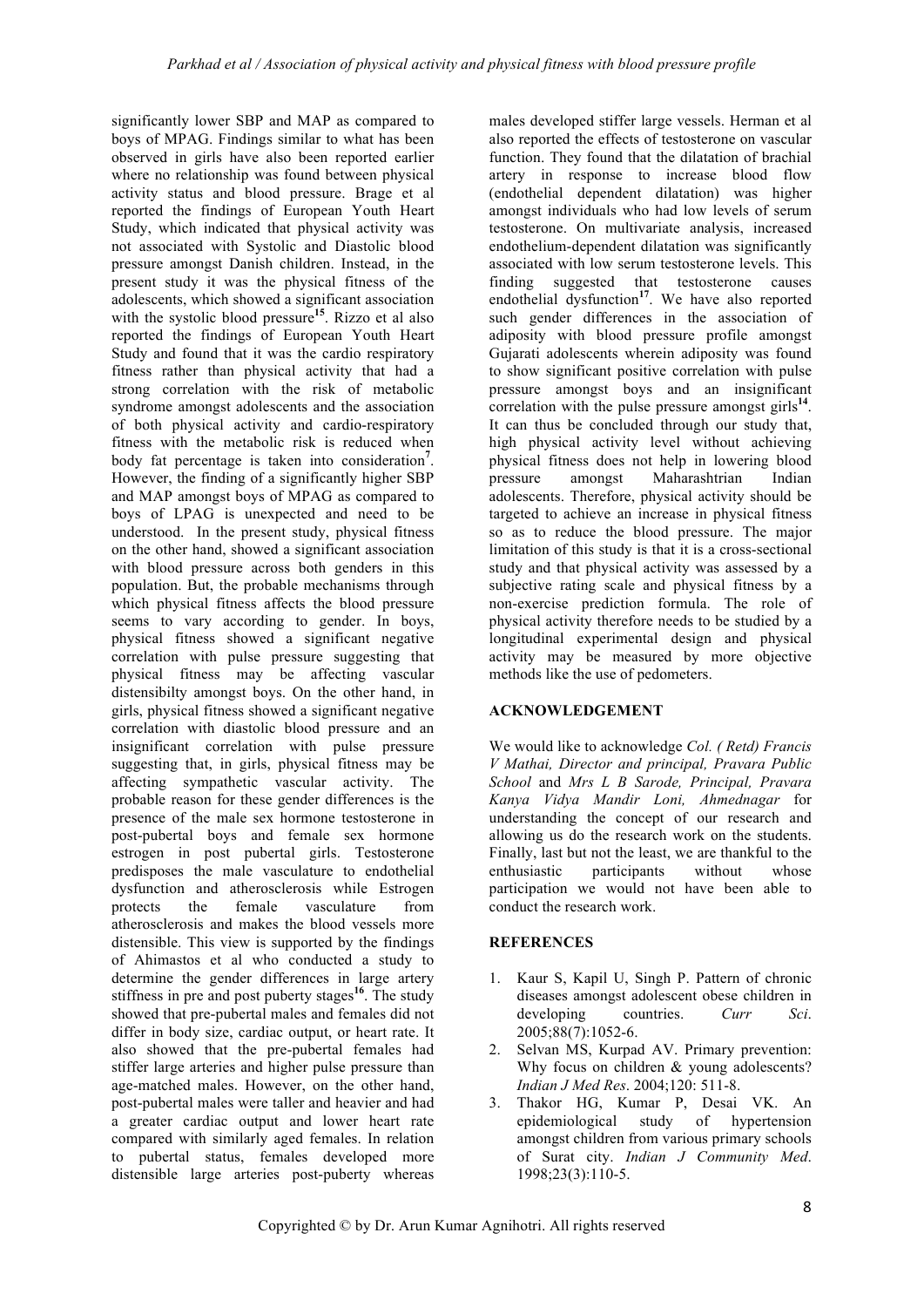significantly lower SBP and MAP as compared to boys of MPAG. Findings similar to what has been observed in girls have also been reported earlier where no relationship was found between physical activity status and blood pressure. Brage et al reported the findings of European Youth Heart Study, which indicated that physical activity was not associated with Systolic and Diastolic blood pressure amongst Danish children. Instead, in the present study it was the physical fitness of the adolescents, which showed a significant association with the systolic blood pressure[15]. Rizzo et al also reported the findings of European Youth Heart Study and found that it was the cardio respiratory fitness rather than physical activity that had a strong correlation with the risk of metabolic syndrome amongst adolescents and the association of both physical activity and cardio-respiratory fitness with the metabolic risk is reduced when body fat percentage is taken into consideration[7]. However, the finding of a significantly higher SBP and MAP amongst boys of MPAG as compared to boys of LPAG is unexpected and need to be understood. In the present study, physical fitness on the other hand, showed a significant association with blood pressure across both genders in this population. But, the probable mechanisms through which physical fitness affects the blood pressure seems to vary according to gender. In boys, physical fitness showed a significant negative correlation with pulse pressure suggesting that physical fitness may be affecting vascular distensibilty amongst boys. On the other hand, in girls, physical fitness showed a significant negative correlation with diastolic blood pressure and an insignificant correlation with pulse pressure suggesting that, in girls, physical fitness may be affecting sympathetic vascular activity. The probable reason for these gender differences is the presence of the male sex hormone testosterone in post-pubertal boys and female sex hormone estrogen in post pubertal girls. Testosterone predisposes the male vasculature to endothelial dysfunction and atherosclerosis while Estrogen protects the female vasculature from atherosclerosis and makes the blood vessels more distensible. This view is supported by the findings of Ahimastos et al who conducted a study to determine the gender differences in large artery stiffness in pre and post puberty stages[16]. The study showed that pre-pubertal males and females did not differ in body size, cardiac output, or heart rate. It also showed that the pre-pubertal females had stiffer large arteries and higher pulse pressure than age-matched males. However, on the other hand, post-pubertal males were taller and heavier and had a greater cardiac output and lower heart rate compared with similarly aged females. In relation to pubertal status, females developed more distensible large arteries post-puberty whereas males developed stiffer large vessels. Herman et al also reported the effects of testosterone on vascular function. They found that the dilatation of brachial artery in response to increase blood flow (endothelial dependent dilatation) was higher amongst individuals who had low levels of serum testosterone. On multivariate analysis, increased endothelium-dependent dilatation was significantly associated with low serum testosterone levels. This finding suggested that testosterone causes endothelial dysfunction[17]. We have also reported such gender differences in the association of adiposity with blood pressure profile amongst Gujarati adolescents wherein adiposity was found to show significant positive correlation with pulse pressure amongst boys and an insignificant correlation with the pulse pressure amongst girls[14]. It can thus be concluded through our study that, high physical activity level without achieving physical fitness does not help in lowering blood pressure amongst Maharashtrian Indian adolescents. Therefore, physical activity should be targeted to achieve an increase in physical fitness so as to reduce the blood pressure. The major limitation of this study is that it is a cross-sectional study and that physical activity was assessed by a subjective rating scale and physical fitness by a non-exercise prediction formula. The role of physical activity therefore needs to be studied by a longitudinal experimental design and physical activity may be measured by more objective methods like the use of pedometers.

## ACKNOWLEDGEMENT

We would like to acknowledge *Col. ( Retd) Francis V Mathai, Director and principal, Pravara Public School* and *Mrs L B Sarode, Principal, Pravara Kanya Vidya Mandir Loni, Ahmednagar* for understanding the concept of our research and allowing us do the research work on the students. Finally, last but not the least, we are thankful to the enthusiastic participants without whose participation we would not have been able to conduct the research work.

## REFERENCES

1. Kaur S, Kapil U, Singh P. Pattern of chronic diseases amongst adolescent obese children in developing countries. *Curr Sci*. 2005;88(7):1052-6.
2. Selvan MS, Kurpad AV. Primary prevention: Why focus on children & young adolescents? *Indian J Med Res*. 2004;120: 511-8.
3. Thakor HG, Kumar P, Desai VK. An epidemiological study of hypertension amongst children from various primary schools of Surat city. *Indian J Community Med*. 1998;23(3):110-5.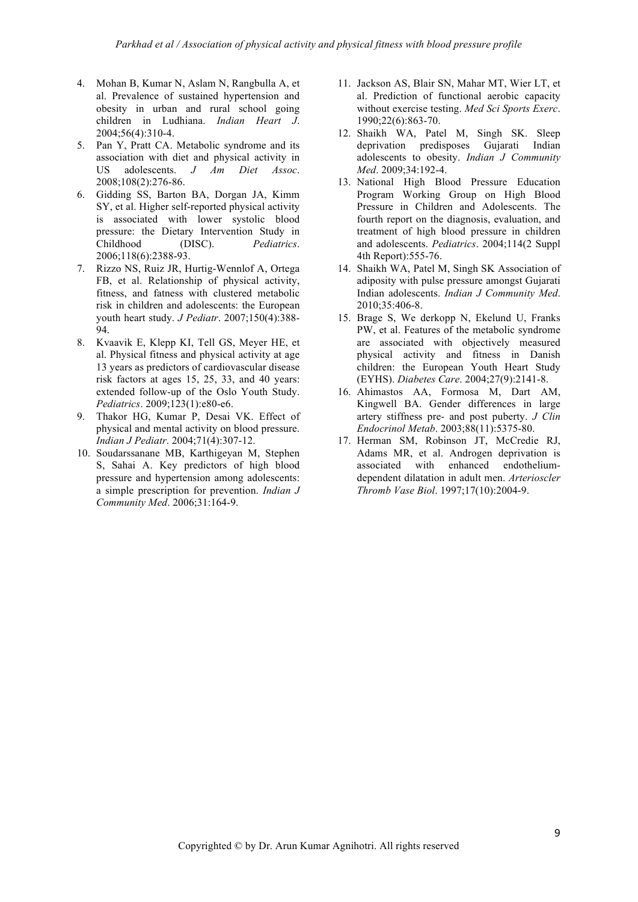4. Mohan B, Kumar N, Aslam N, Rangbulla A, et al. Prevalence of sustained hypertension and obesity in urban and rural school going children in Ludhiana. *Indian Heart J*. 2004;56(4):310-4.
5. Pan Y, Pratt CA. Metabolic syndrome and its association with diet and physical activity in US adolescents. *J Am Diet Assoc*. 2008;108(2):276-86.
6. Gidding SS, Barton BA, Dorgan JA, Kimm SY, et al. Higher self-reported physical activity is associated with lower systolic blood pressure: the Dietary Intervention Study in Childhood (DISC). *Pediatrics*. 2006;118(6):2388-93.
7. Rizzo NS, Ruiz JR, Hurtig-Wennlof A, Ortega FB, et al. Relationship of physical activity, fitness, and fatness with clustered metabolic risk in children and adolescents: the European youth heart study. *J Pediatr*. 2007;150(4):388-94.
8. Kvaavik E, Klepp KI, Tell GS, Meyer HE, et al. Physical fitness and physical activity at age 13 years as predictors of cardiovascular disease risk factors at ages 15, 25, 33, and 40 years: extended follow-up of the Oslo Youth Study. *Pediatrics*. 2009;123(1):e80-e6.
9. Thakor HG, Kumar P, Desai VK. Effect of physical and mental activity on blood pressure. *Indian J Pediatr*. 2004;71(4):307-12.
10. Soudarssanane MB, Karthigeyan M, Stephen S, Sahai A. Key predictors of high blood pressure and hypertension among adolescents: a simple prescription for prevention. *Indian J Community Med*. 2006;31:164-9.
11. Jackson AS, Blair SN, Mahar MT, Wier LT, et al. Prediction of functional aerobic capacity without exercise testing. *Med Sci Sports Exerc*. 1990;22(6):863-70.
12. Shaikh WA, Patel M, Singh SK. Sleep deprivation predisposes Gujarati Indian adolescents to obesity. *Indian J Community Med*. 2009;34:192-4.
13. National High Blood Pressure Education Program Working Group on High Blood Pressure in Children and Adolescents. The fourth report on the diagnosis, evaluation, and treatment of high blood pressure in children and adolescents. *Pediatrics*. 2004;114(2 Suppl 4th Report):555-76.
14. Shaikh WA, Patel M, Singh SK Association of adiposity with pulse pressure amongst Gujarati Indian adolescents. *Indian J Community Med*. 2010;35:406-8.
15. Brage S, We derkopp N, Ekelund U, Franks PW, et al. Features of the metabolic syndrome are associated with objectively measured physical activity and fitness in Danish children: the European Youth Heart Study (EYHS). *Diabetes Care*. 2004;27(9):2141-8.
16. Ahimastos AA, Formosa M, Dart AM, Kingwell BA. Gender differences in large artery stiffness pre- and post puberty. *J Clin Endocrinol Metab*. 2003;88(11):5375-80.
17. Herman SM, Robinson JT, McCredie RJ, Adams MR, et al. Androgen deprivation is associated with enhanced endothelium-dependent dilatation in adult men. *Arterioscler Thromb Vasc Biol*. 1997;17(10):2004-9.